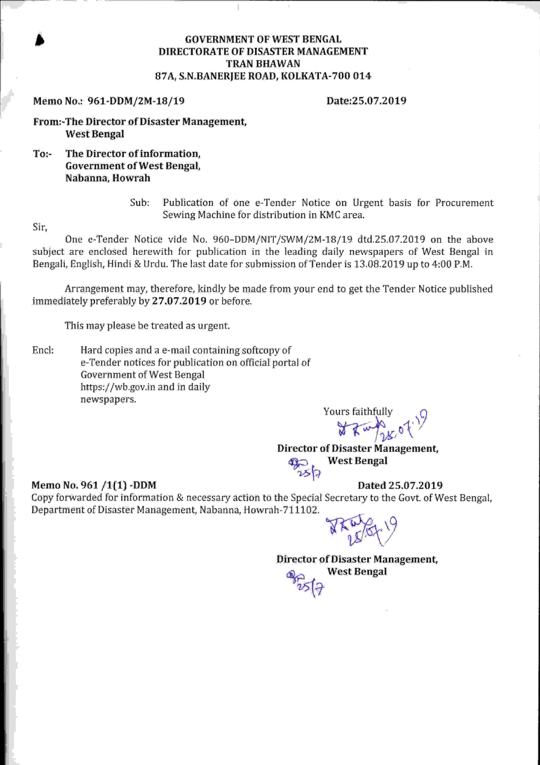**GOVERNMENT OF WEST BENGAL**
**DIRECTORATE OF DISASTER MANAGEMENT**
**TRAN BHAWAN**
**87A, S.N.BANERJEE ROAD, KOLKATA-700 014**

**Memo No.: 961-DDM/2M-18/19** **Date:25.07.2019**

**From:-The Director of Disaster Management,**
**West Bengal**

**To:- The Director of information,**
**Government of West Bengal,**
**Nabanna, Howrah**

Sub: Publication of one e-Tender Notice on Urgent basis for Procurement Sewing Machine for distribution in KMC area.

Sir,

One e-Tender Notice vide No. 960–DDM/NIT/SWM/2M-18/19 dtd.25.07.2019 on the above subject are enclosed herewith for publication in the leading daily newspapers of West Bengal in Bengali, English, Hindi & Urdu. The last date for submission of Tender is 13.08.2019 up to 4:00 P.M.

Arrangement may, therefore, kindly be made from your end to get the Tender Notice published immediately preferably by **27.07.2019** or before.

This may please be treated as urgent.

Encl: Hard copies and a e-mail containing softcopy of e-Tender notices for publication on official portal of Government of West Bengal https://wb.gov.in and in daily newspapers.

Yours faithfully

**Director of Disaster Management,**
**West Bengal**

**Memo No. 961 /1(1) -DDM** **Dated 25.07.2019**

Copy forwarded for information & necessary action to the Special Secretary to the Govt. of West Bengal, Department of Disaster Management, Nabanna, Howrah-711102.

**Director of Disaster Management,**
**West Bengal**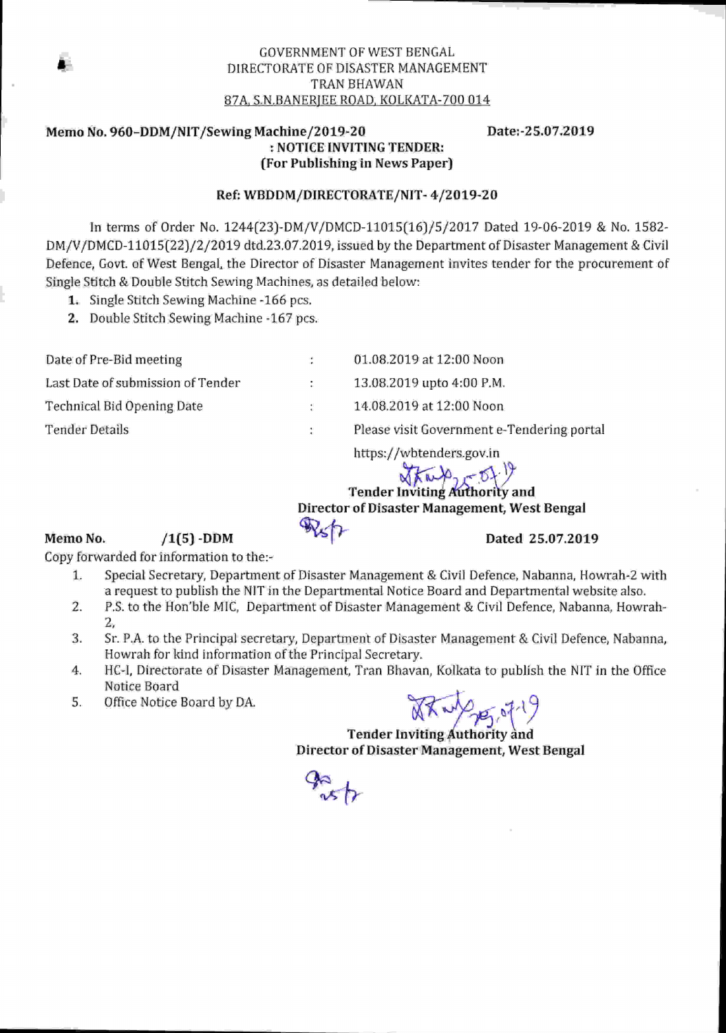GOVERNMENT OF WEST BENGAL
DIRECTORATE OF DISASTER MANAGEMENT
TRAN BHAWAN
87A, S.N.BANERJEE ROAD, KOLKATA-700 014

**Memo No. 960–DDM/NIT/Sewing Machine/2019-20** **Date:-25.07.2019**

**: NOTICE INVITING TENDER:**
**(For Publishing in News Paper)**

**Ref: WBDDM/DIRECTORATE/NIT- 4/2019-20**

In terms of Order No. 1244(23)-DM/V/DMCD-11015(16)/5/2017 Dated 19-06-2019 & No. 1582-DM/V/DMCD-11015(22)/2/2019 dtd.23.07.2019, issued by the Department of Disaster Management & Civil Defence, Govt. of West Bengal, the Director of Disaster Management invites tender for the procurement of Single Stitch & Double Stitch Sewing Machines, as detailed below:

1. Single Stitch Sewing Machine -166 pcs.
2. Double Stitch Sewing Machine -167 pcs.

| | | |
|---|---|---|
| Date of Pre-Bid meeting | : | 01.08.2019 at 12:00 Noon |
| Last Date of submission of Tender | : | 13.08.2019 upto 4:00 P.M. |
| Technical Bid Opening Date | : | 14.08.2019 at 12:00 Noon |
| Tender Details | : | Please visit Government e-Tendering portal https://wbtenders.gov.in |

**Tender Inviting Authority and**
**Director of Disaster Management, West Bengal**

**Memo No. /1(5) -DDM** **Dated 25.07.2019**

Copy forwarded for information to the:-

1. Special Secretary, Department of Disaster Management & Civil Defence, Nabanna, Howrah-2 with a request to publish the NIT in the Departmental Notice Board and Departmental website also.
2. P.S. to the Hon'ble MIC, Department of Disaster Management & Civil Defence, Nabanna, Howrah-2,
3. Sr. P.A. to the Principal secretary, Department of Disaster Management & Civil Defence, Nabanna, Howrah for kind information of the Principal Secretary.
4. HC-I, Directorate of Disaster Management, Tran Bhavan, Kolkata to publish the NIT in the Office Notice Board
5. Office Notice Board by DA.

**Tender Inviting Authority and**
**Director of Disaster Management, West Bengal**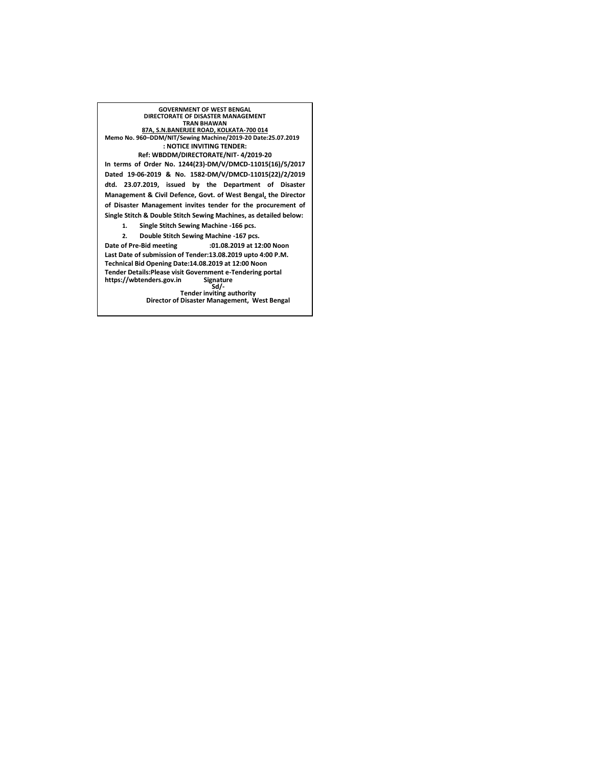**GOVERNMENT OF WEST BENGAL**
**DIRECTORATE OF DISASTER MANAGEMENT**
**TRAN BHAWAN**
**87A, S.N.BANERJEE ROAD, KOLKATA-700 014**

**Memo No. 960–DDM/NIT/Sewing Machine/2019-20 Date:25.07.2019**

**: NOTICE INVITING TENDER:**

**Ref: WBDDM/DIRECTORATE/NIT- 4/2019-20**

**In terms of Order No. 1244(23)-DM/V/DMCD-11015(16)/5/2017 Dated 19-06-2019 & No. 1582-DM/V/DMCD-11015(22)/2/2019 dtd. 23.07.2019, issued by the Department of Disaster Management & Civil Defence, Govt. of West Bengal, the Director of Disaster Management invites tender for the procurement of Single Stitch & Double Stitch Sewing Machines, as detailed below:**

1. **Single Stitch Sewing Machine -166 pcs.**
2. **Double Stitch Sewing Machine -167 pcs.**

**Date of Pre-Bid meeting :01.08.2019 at 12:00 Noon**
**Last Date of submission of Tender:13.08.2019 upto 4:00 P.M.**
**Technical Bid Opening Date:14.08.2019 at 12:00 Noon**
**Tender Details:Please visit Government e-Tendering portal https://wbtenders.gov.in**

**Signature**
**Sd/-**
**Tender inviting authority**
**Director of Disaster Management, West Bengal**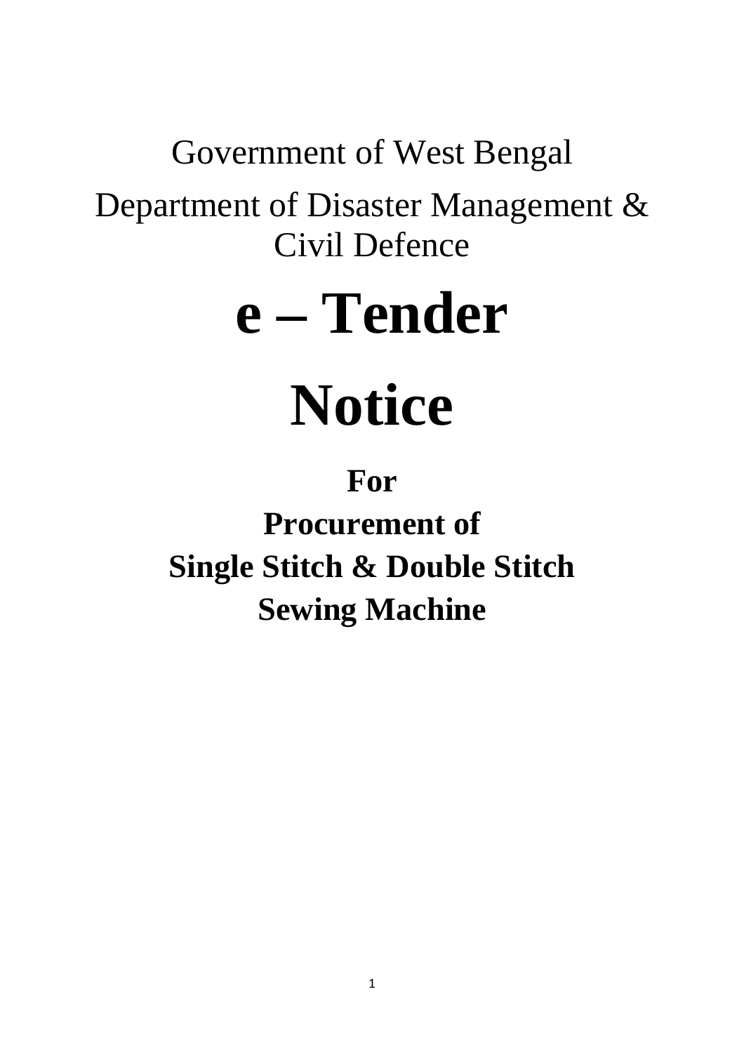Government of West Bengal

Department of Disaster Management & Civil Defence

# e – Tender

# Notice

**For**

**Procurement of**

**Single Stitch & Double Stitch**

**Sewing Machine**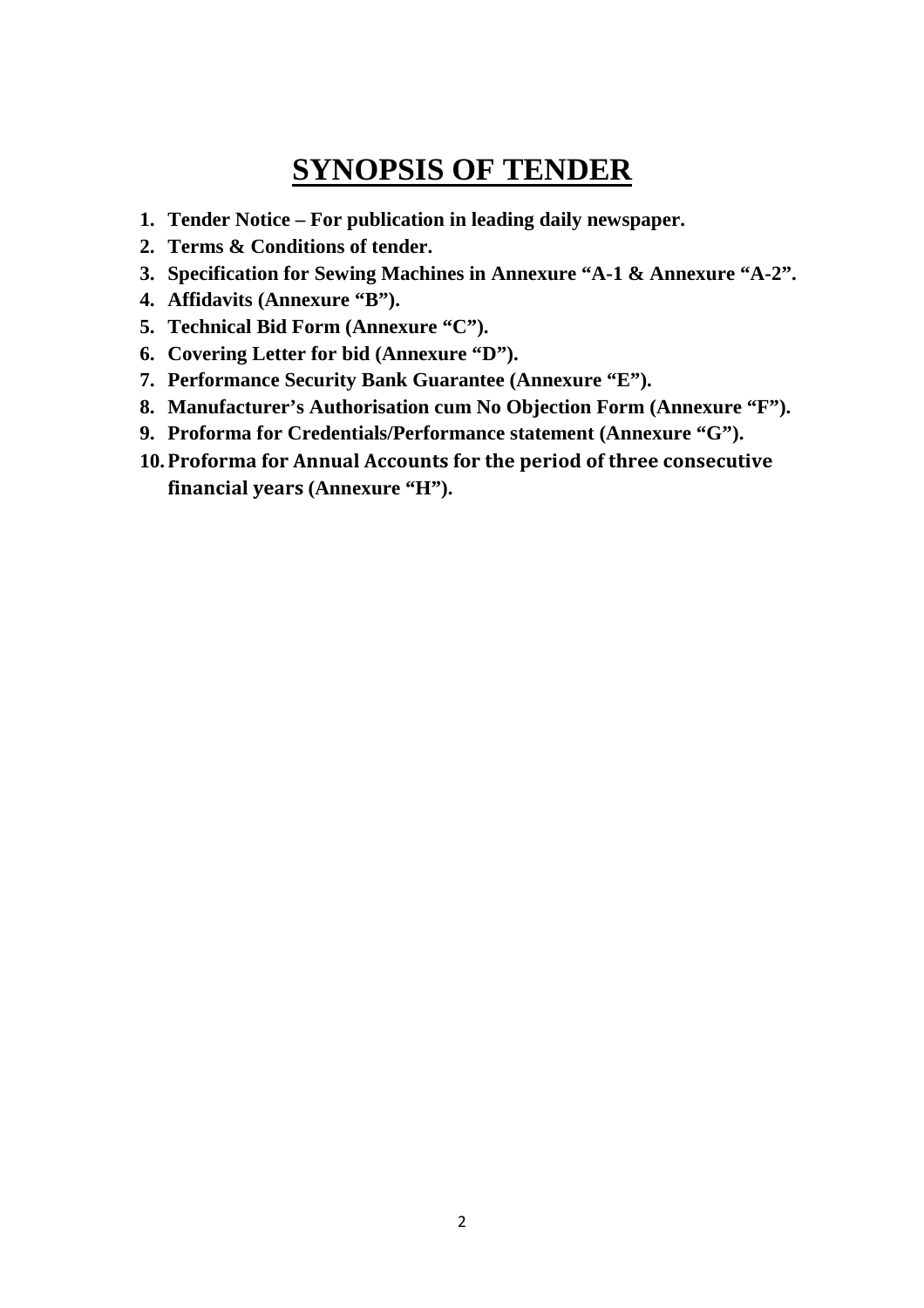# SYNOPSIS OF TENDER

1. **Tender Notice – For publication in leading daily newspaper.**
2. **Terms & Conditions of tender.**
3. **Specification for Sewing Machines in Annexure "A-1 & Annexure "A-2".**
4. **Affidavits (Annexure "B").**
5. **Technical Bid Form (Annexure "C").**
6. **Covering Letter for bid (Annexure "D").**
7. **Performance Security Bank Guarantee (Annexure "E").**
8. **Manufacturer's Authorisation cum No Objection Form (Annexure "F").**
9. **Proforma for Credentials/Performance statement (Annexure "G").**
10. **Proforma for Annual Accounts for the period of three consecutive financial years (Annexure "H").**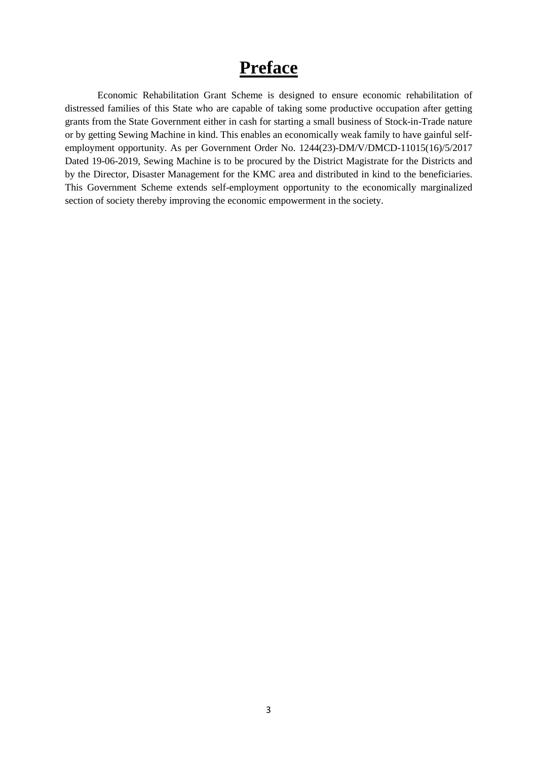# Preface

Economic Rehabilitation Grant Scheme is designed to ensure economic rehabilitation of distressed families of this State who are capable of taking some productive occupation after getting grants from the State Government either in cash for starting a small business of Stock-in-Trade nature or by getting Sewing Machine in kind. This enables an economically weak family to have gainful self-employment opportunity. As per Government Order No. 1244(23)-DM/V/DMCD-11015(16)/5/2017 Dated 19-06-2019, Sewing Machine is to be procured by the District Magistrate for the Districts and by the Director, Disaster Management for the KMC area and distributed in kind to the beneficiaries. This Government Scheme extends self-employment opportunity to the economically marginalized section of society thereby improving the economic empowerment in the society.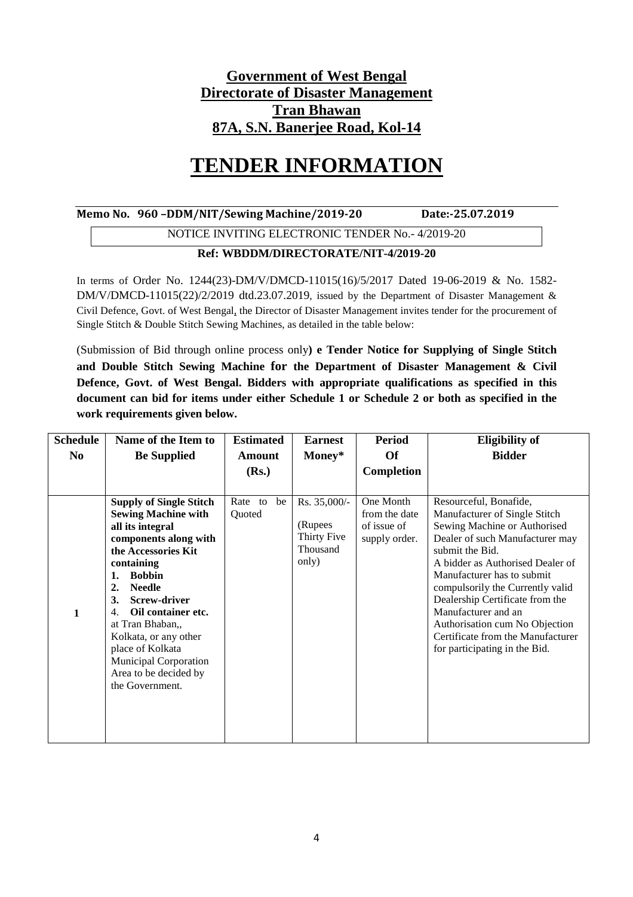**Government of West Bengal**
**Directorate of Disaster Management**
**Tran Bhawan**
**87A, S.N. Banerjee Road, Kol-14**

# TENDER INFORMATION

**Memo No. 960 –DDM/NIT/Sewing Machine/2019-20 Date:-25.07.2019**

NOTICE INVITING ELECTRONIC TENDER No.- 4/2019-20

**Ref: WBDDM/DIRECTORATE/NIT-4/2019-20**

In terms of Order No. 1244(23)-DM/V/DMCD-11015(16)/5/2017 Dated 19-06-2019 & No. 1582-DM/V/DMCD-11015(22)/2/2019 dtd.23.07.2019, issued by the Department of Disaster Management & Civil Defence, Govt. of West Bengal, the Director of Disaster Management invites tender for the procurement of Single Stitch & Double Stitch Sewing Machines, as detailed in the table below:

(Submission of Bid through online process only**) e Tender Notice for Supplying of Single Stitch and Double Stitch Sewing Machine for the Department of Disaster Management & Civil Defence, Govt. of West Bengal. Bidders with appropriate qualifications as specified in this document can bid for items under either Schedule 1 or Schedule 2 or both as specified in the work requirements given below.**

| Schedule No | Name of the Item to Be Supplied | Estimated Amount (Rs.) | Earnest Money* | Period Of Completion | Eligibility of Bidder |
|---|---|---|---|---|---|
| 1 | **Supply of Single Stitch Sewing Machine with all its integral components along with the Accessories Kit containing** 1. **Bobbin** 2. **Needle** 3. **Screw-driver** 4. **Oil container etc.** at Tran Bhaban,, Kolkata, or any other place of Kolkata Municipal Corporation Area to be decided by the Government. | Rate to be Quoted | Rs. 35,000/- (Rupees Thirty Five Thousand only) | One Month from the date of issue of supply order. | Resourceful, Bonafide, Manufacturer of Single Stitch Sewing Machine or Authorised Dealer of such Manufacturer may submit the Bid. A bidder as Authorised Dealer of Manufacturer has to submit compulsorily the Currently valid Dealership Certificate from the Manufacturer and an Authorisation cum No Objection Certificate from the Manufacturer for participating in the Bid. |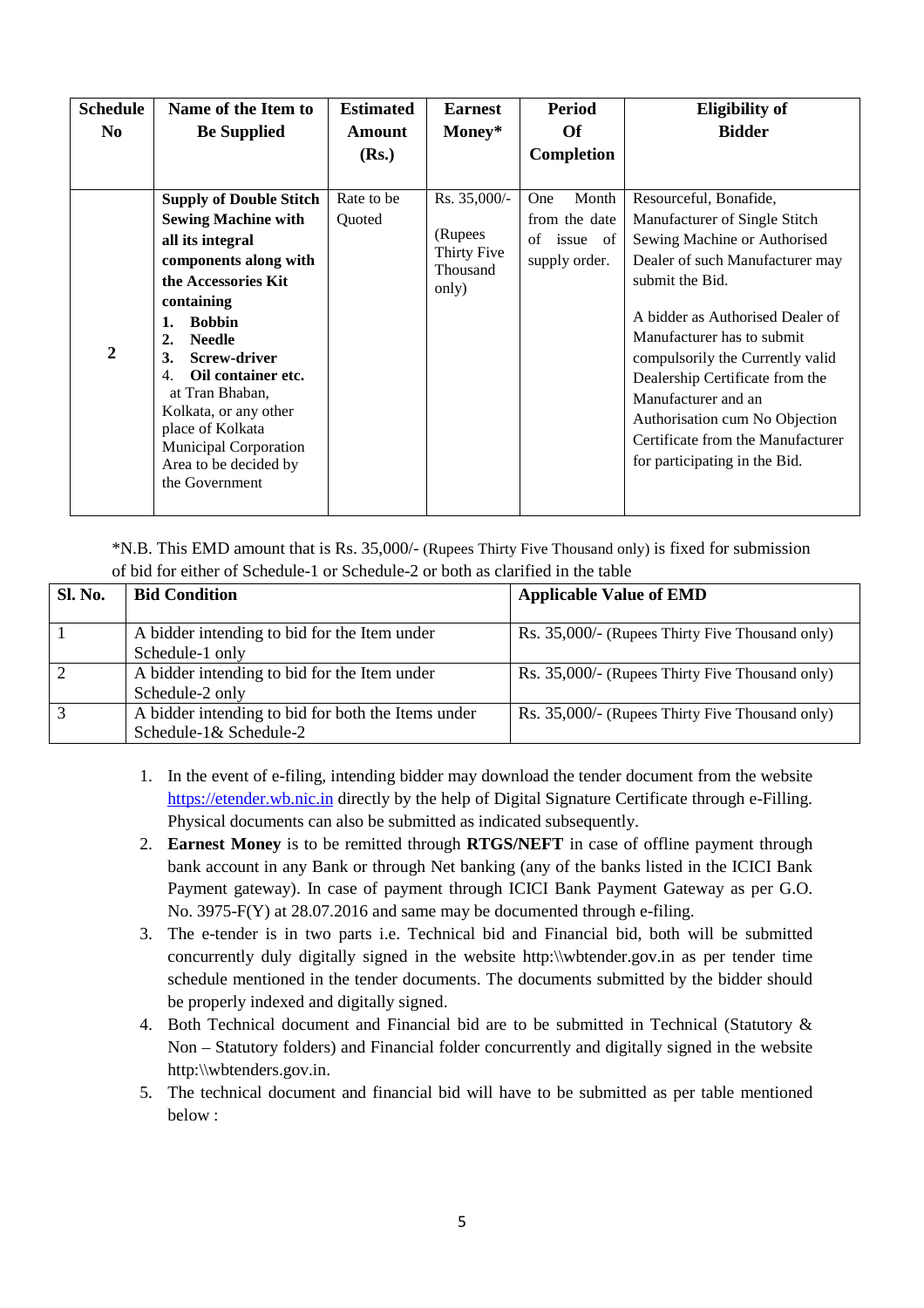| Schedule No | Name of the Item to Be Supplied | Estimated Amount (Rs.) | Earnest Money* | Period Of Completion | Eligibility of Bidder |
|---|---|---|---|---|---|
| **2** | **Supply of Double Stitch Sewing Machine with all its integral components along with the Accessories Kit containing** **1. Bobbin** **2. Needle** **3. Screw-driver** 4. **Oil container etc.** at Tran Bhaban, Kolkata, or any other place of Kolkata Municipal Corporation Area to be decided by the Government | Rate to be Quoted | Rs. 35,000/- (Rupees Thirty Five Thousand only) | One Month from the date of issue of supply order. | Resourceful, Bonafide, Manufacturer of Single Stitch Sewing Machine or Authorised Dealer of such Manufacturer may submit the Bid. A bidder as Authorised Dealer of Manufacturer has to submit compulsorily the Currently valid Dealership Certificate from the Manufacturer and an Authorisation cum No Objection Certificate from the Manufacturer for participating in the Bid. |

*N.B. This EMD amount that is Rs. 35,000/- (Rupees Thirty Five Thousand only) is fixed for submission of bid for either of Schedule-1 or Schedule-2 or both as clarified in the table

| Sl. No. | Bid Condition | Applicable Value of EMD |
|---|---|---|
| 1 | A bidder intending to bid for the Item under Schedule-1 only | Rs. 35,000/- (Rupees Thirty Five Thousand only) |
| 2 | A bidder intending to bid for the Item under Schedule-2 only | Rs. 35,000/- (Rupees Thirty Five Thousand only) |
| 3 | A bidder intending to bid for both the Items under Schedule-1& Schedule-2 | Rs. 35,000/- (Rupees Thirty Five Thousand only) |

1. In the event of e-filing, intending bidder may download the tender document from the website https://etender.wb.nic.in directly by the help of Digital Signature Certificate through e-Filling. Physical documents can also be submitted as indicated subsequently.
2. **Earnest Money** is to be remitted through **RTGS/NEFT** in case of offline payment through bank account in any Bank or through Net banking (any of the banks listed in the ICICI Bank Payment gateway). In case of payment through ICICI Bank Payment Gateway as per G.O. No. 3975-F(Y) at 28.07.2016 and same may be documented through e-filing.
3. The e-tender is in two parts i.e. Technical bid and Financial bid, both will be submitted concurrently duly digitally signed in the website http:\\wbtender.gov.in as per tender time schedule mentioned in the tender documents. The documents submitted by the bidder should be properly indexed and digitally signed.
4. Both Technical document and Financial bid are to be submitted in Technical (Statutory & Non – Statutory folders) and Financial folder concurrently and digitally signed in the website http:\\wbtenders.gov.in.
5. The technical document and financial bid will have to be submitted as per table mentioned below :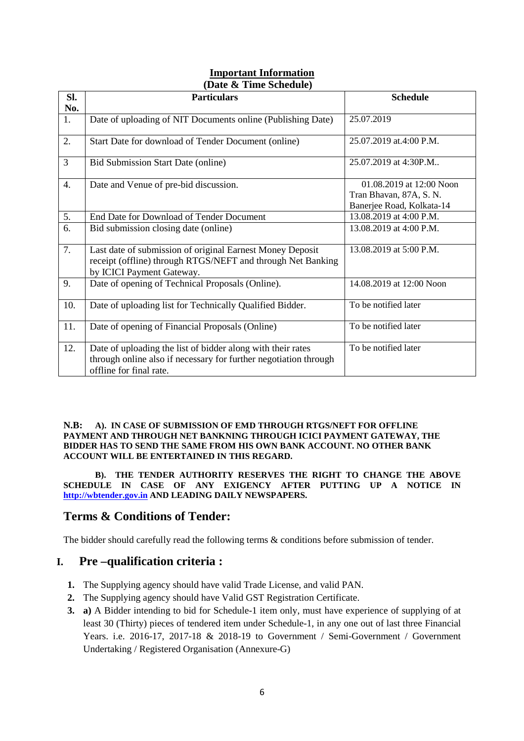## Important Information
### (Date & Time Schedule)

| Sl. No. | Particulars | Schedule |
|---|---|---|
| 1. | Date of uploading of NIT Documents online (Publishing Date) | 25.07.2019 |
| 2. | Start Date for download of Tender Document (online) | 25.07.2019 at.4:00 P.M. |
| 3 | Bid Submission Start Date (online) | 25.07.2019 at 4:30P.M.. |
| 4. | Date and Venue of pre-bid discussion. | 01.08.2019 at 12:00 Noon Tran Bhavan, 87A, S. N. Banerjee Road, Kolkata-14 |
| 5. | End Date for Download of Tender Document | 13.08.2019 at 4:00 P.M. |
| 6. | Bid submission closing date (online) | 13.08.2019 at 4:00 P.M. |
| 7. | Last date of submission of original Earnest Money Deposit receipt (offline) through RTGS/NEFT and through Net Banking by ICICI Payment Gateway. | 13.08.2019 at 5:00 P.M. |
| 9. | Date of opening of Technical Proposals (Online). | 14.08.2019 at 12:00 Noon |
| 10. | Date of uploading list for Technically Qualified Bidder. | To be notified later |
| 11. | Date of opening of Financial Proposals (Online) | To be notified later |
| 12. | Date of uploading the list of bidder along with their rates through online also if necessary for further negotiation through offline for final rate. | To be notified later |

**N.B: A). IN CASE OF SUBMISSION OF EMD THROUGH RTGS/NEFT FOR OFFLINE PAYMENT AND THROUGH NET BANKNING THROUGH ICICI PAYMENT GATEWAY, THE BIDDER HAS TO SEND THE SAME FROM HIS OWN BANK ACCOUNT. NO OTHER BANK ACCOUNT WILL BE ENTERTAINED IN THIS REGARD.**

**B). THE TENDER AUTHORITY RESERVES THE RIGHT TO CHANGE THE ABOVE SCHEDULE IN CASE OF ANY EXIGENCY AFTER PUTTING UP A NOTICE IN http://wbtender.gov.in AND LEADING DAILY NEWSPAPERS.**

## Terms & Conditions of Tender:

The bidder should carefully read the following terms & conditions before submission of tender.

## I. Pre –qualification criteria :

1. The Supplying agency should have valid Trade License, and valid PAN.
2. The Supplying agency should have Valid GST Registration Certificate.
3. **a)** A Bidder intending to bid for Schedule-1 item only, must have experience of supplying of at least 30 (Thirty) pieces of tendered item under Schedule-1, in any one out of last three Financial Years. i.e. 2016-17, 2017-18 & 2018-19 to Government / Semi-Government / Government Undertaking / Registered Organisation (Annexure-G)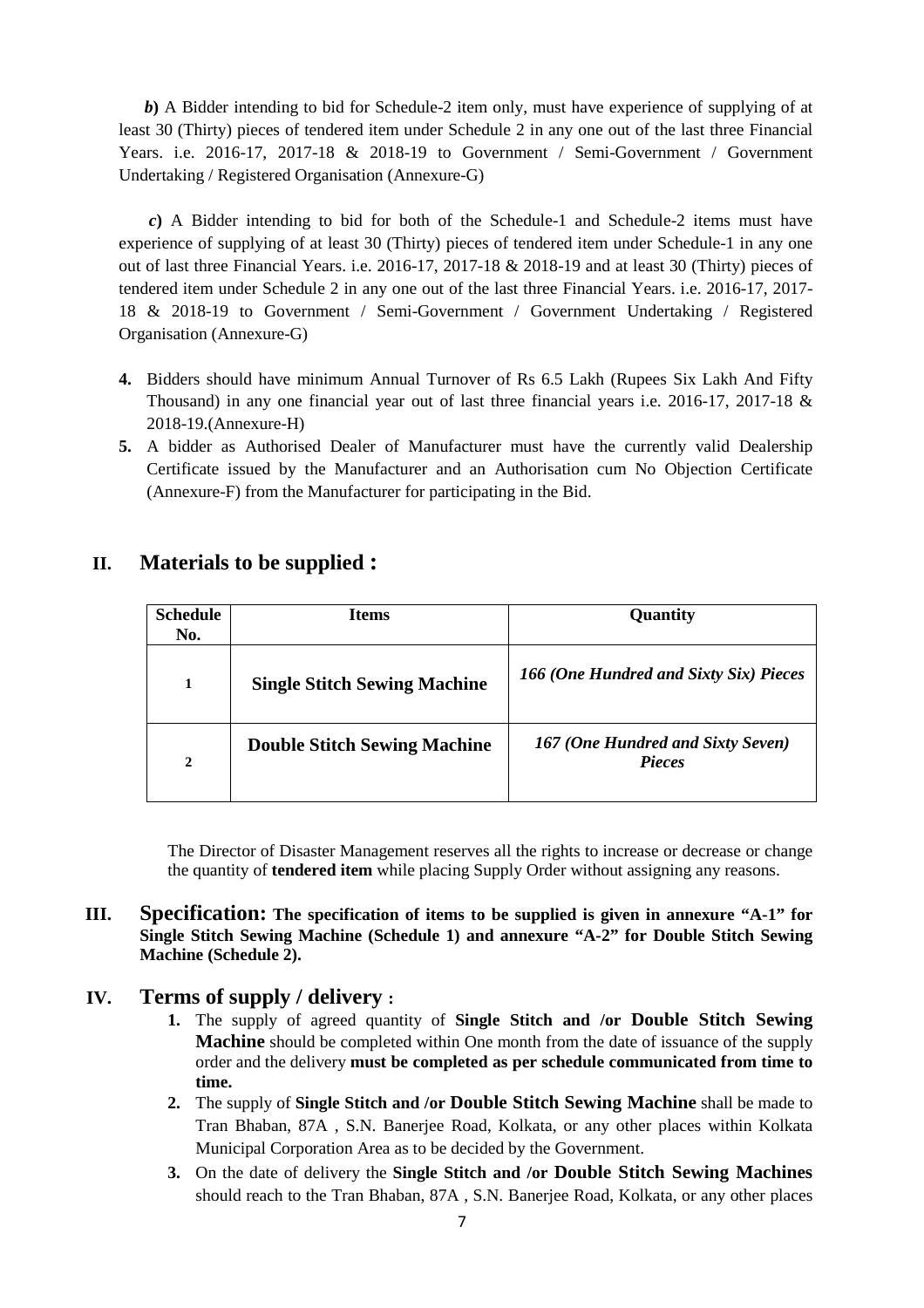**b)** A Bidder intending to bid for Schedule-2 item only, must have experience of supplying of at least 30 (Thirty) pieces of tendered item under Schedule 2 in any one out of the last three Financial Years. i.e. 2016-17, 2017-18 & 2018-19 to Government / Semi-Government / Government Undertaking / Registered Organisation (Annexure-G)

**c)** A Bidder intending to bid for both of the Schedule-1 and Schedule-2 items must have experience of supplying of at least 30 (Thirty) pieces of tendered item under Schedule-1 in any one out of last three Financial Years. i.e. 2016-17, 2017-18 & 2018-19 and at least 30 (Thirty) pieces of tendered item under Schedule 2 in any one out of the last three Financial Years. i.e. 2016-17, 2017-18 & 2018-19 to Government / Semi-Government / Government Undertaking / Registered Organisation (Annexure-G)

4. Bidders should have minimum Annual Turnover of Rs 6.5 Lakh (Rupees Six Lakh And Fifty Thousand) in any one financial year out of last three financial years i.e. 2016-17, 2017-18 & 2018-19.(Annexure-H)
5. A bidder as Authorised Dealer of Manufacturer must have the currently valid Dealership Certificate issued by the Manufacturer and an Authorisation cum No Objection Certificate (Annexure-F) from the Manufacturer for participating in the Bid.

## II. Materials to be supplied :

| Schedule No. | Items | Quantity |
|---|---|---|
| 1 | **Single Stitch Sewing Machine** | ***166 (One Hundred and Sixty Six) Pieces*** |
| 2 | **Double Stitch Sewing Machine** | ***167 (One Hundred and Sixty Seven) Pieces*** |

The Director of Disaster Management reserves all the rights to increase or decrease or change the quantity of **tendered item** while placing Supply Order without assigning any reasons.

## III. Specification: **The specification of items to be supplied is given in annexure "A-1" for Single Stitch Sewing Machine (Schedule 1) and annexure "A-2" for Double Stitch Sewing Machine (Schedule 2).**

## IV. Terms of supply / delivery :

1. The supply of agreed quantity of **Single Stitch and /or Double Stitch Sewing Machine** should be completed within One month from the date of issuance of the supply order and the delivery **must be completed as per schedule communicated from time to time.**
2. The supply of **Single Stitch and /or Double Stitch Sewing Machine** shall be made to Tran Bhaban, 87A , S.N. Banerjee Road, Kolkata, or any other places within Kolkata Municipal Corporation Area as to be decided by the Government.
3. On the date of delivery the **Single Stitch and /or Double Stitch Sewing Machines** should reach to the Tran Bhaban, 87A , S.N. Banerjee Road, Kolkata, or any other places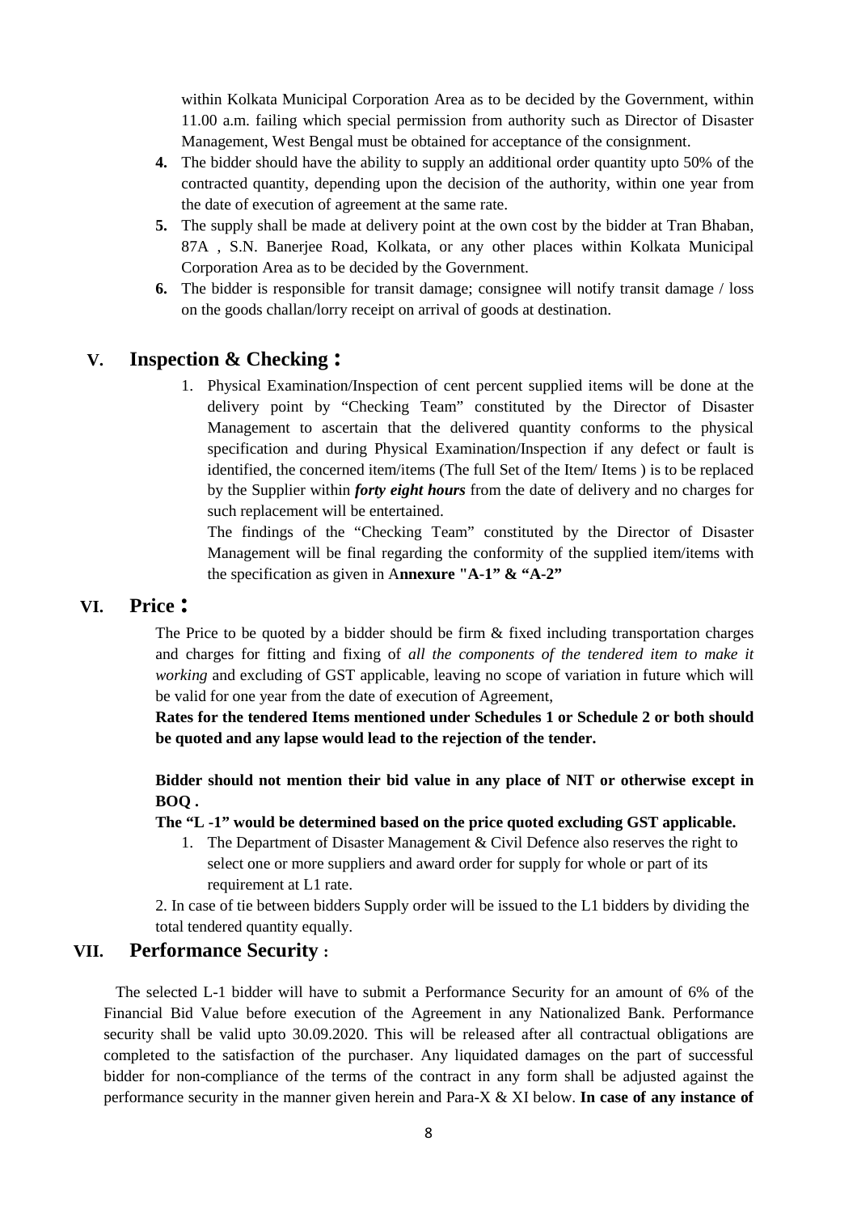within Kolkata Municipal Corporation Area as to be decided by the Government, within 11.00 a.m. failing which special permission from authority such as Director of Disaster Management, West Bengal must be obtained for acceptance of the consignment.

4. The bidder should have the ability to supply an additional order quantity upto 50% of the contracted quantity, depending upon the decision of the authority, within one year from the date of execution of agreement at the same rate.
5. The supply shall be made at delivery point at the own cost by the bidder at Tran Bhaban, 87A , S.N. Banerjee Road, Kolkata, or any other places within Kolkata Municipal Corporation Area as to be decided by the Government.
6. The bidder is responsible for transit damage; consignee will notify transit damage / loss on the goods challan/lorry receipt on arrival of goods at destination.

## V. Inspection & Checking :

1. Physical Examination/Inspection of cent percent supplied items will be done at the delivery point by "Checking Team" constituted by the Director of Disaster Management to ascertain that the delivered quantity conforms to the physical specification and during Physical Examination/Inspection if any defect or fault is identified, the concerned item/items (The full Set of the Item/ Items ) is to be replaced by the Supplier within ***forty eight hours*** from the date of delivery and no charges for such replacement will be entertained.

   The findings of the "Checking Team" constituted by the Director of Disaster Management will be final regarding the conformity of the supplied item/items with the specification as given in A**nnexure "A-1" & "A-2"**

## VI. Price :

The Price to be quoted by a bidder should be firm & fixed including transportation charges and charges for fitting and fixing of *all the components of the tendered item to make it working* and excluding of GST applicable, leaving no scope of variation in future which will be valid for one year from the date of execution of Agreement,

**Rates for the tendered Items mentioned under Schedules 1 or Schedule 2 or both should be quoted and any lapse would lead to the rejection of the tender.**

**Bidder should not mention their bid value in any place of NIT or otherwise except in BOQ .**

**The "L -1" would be determined based on the price quoted excluding GST applicable.**

1. The Department of Disaster Management & Civil Defence also reserves the right to select one or more suppliers and award order for supply for whole or part of its requirement at L1 rate.

2. In case of tie between bidders Supply order will be issued to the L1 bidders by dividing the total tendered quantity equally.

## VII. Performance Security :

The selected L-1 bidder will have to submit a Performance Security for an amount of 6% of the Financial Bid Value before execution of the Agreement in any Nationalized Bank. Performance security shall be valid upto 30.09.2020. This will be released after all contractual obligations are completed to the satisfaction of the purchaser. Any liquidated damages on the part of successful bidder for non-compliance of the terms of the contract in any form shall be adjusted against the performance security in the manner given herein and Para-X & XI below. **In case of any instance of**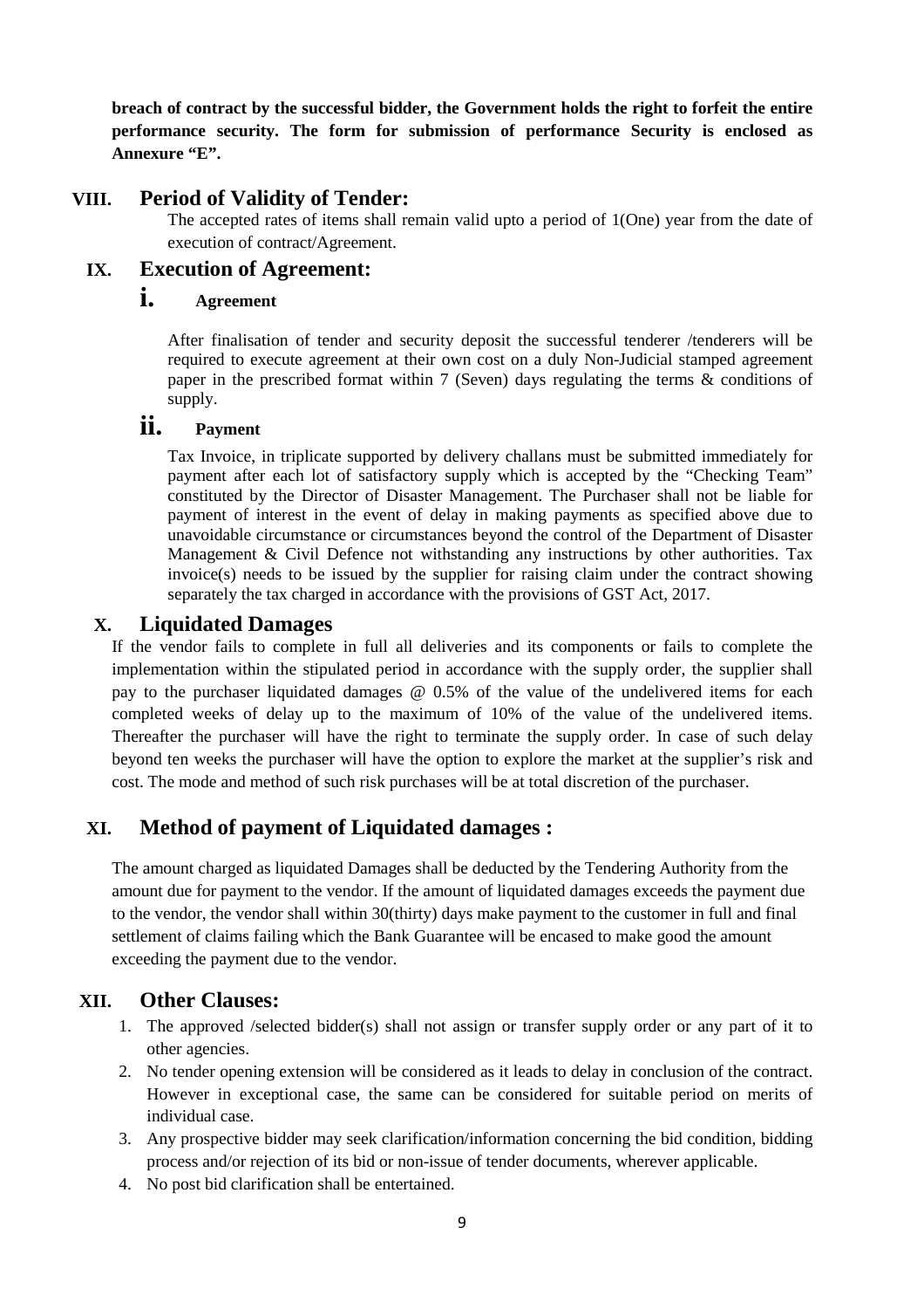**breach of contract by the successful bidder, the Government holds the right to forfeit the entire performance security. The form for submission of performance Security is enclosed as Annexure "E".**

## VIII. Period of Validity of Tender:

The accepted rates of items shall remain valid upto a period of 1(One) year from the date of execution of contract/Agreement.

## IX. Execution of Agreement:

### i. Agreement

After finalisation of tender and security deposit the successful tenderer /tenderers will be required to execute agreement at their own cost on a duly Non-Judicial stamped agreement paper in the prescribed format within 7 (Seven) days regulating the terms & conditions of supply.

### ii. Payment

Tax Invoice, in triplicate supported by delivery challans must be submitted immediately for payment after each lot of satisfactory supply which is accepted by the "Checking Team" constituted by the Director of Disaster Management. The Purchaser shall not be liable for payment of interest in the event of delay in making payments as specified above due to unavoidable circumstance or circumstances beyond the control of the Department of Disaster Management & Civil Defence not withstanding any instructions by other authorities. Tax invoice(s) needs to be issued by the supplier for raising claim under the contract showing separately the tax charged in accordance with the provisions of GST Act, 2017.

## X. Liquidated Damages

If the vendor fails to complete in full all deliveries and its components or fails to complete the implementation within the stipulated period in accordance with the supply order, the supplier shall pay to the purchaser liquidated damages @ 0.5% of the value of the undelivered items for each completed weeks of delay up to the maximum of 10% of the value of the undelivered items. Thereafter the purchaser will have the right to terminate the supply order. In case of such delay beyond ten weeks the purchaser will have the option to explore the market at the supplier's risk and cost. The mode and method of such risk purchases will be at total discretion of the purchaser.

## XI. Method of payment of Liquidated damages :

The amount charged as liquidated Damages shall be deducted by the Tendering Authority from the amount due for payment to the vendor. If the amount of liquidated damages exceeds the payment due to the vendor, the vendor shall within 30(thirty) days make payment to the customer in full and final settlement of claims failing which the Bank Guarantee will be encased to make good the amount exceeding the payment due to the vendor.

## XII. Other Clauses:

1. The approved /selected bidder(s) shall not assign or transfer supply order or any part of it to other agencies.
2. No tender opening extension will be considered as it leads to delay in conclusion of the contract. However in exceptional case, the same can be considered for suitable period on merits of individual case.
3. Any prospective bidder may seek clarification/information concerning the bid condition, bidding process and/or rejection of its bid or non-issue of tender documents, wherever applicable.
4. No post bid clarification shall be entertained.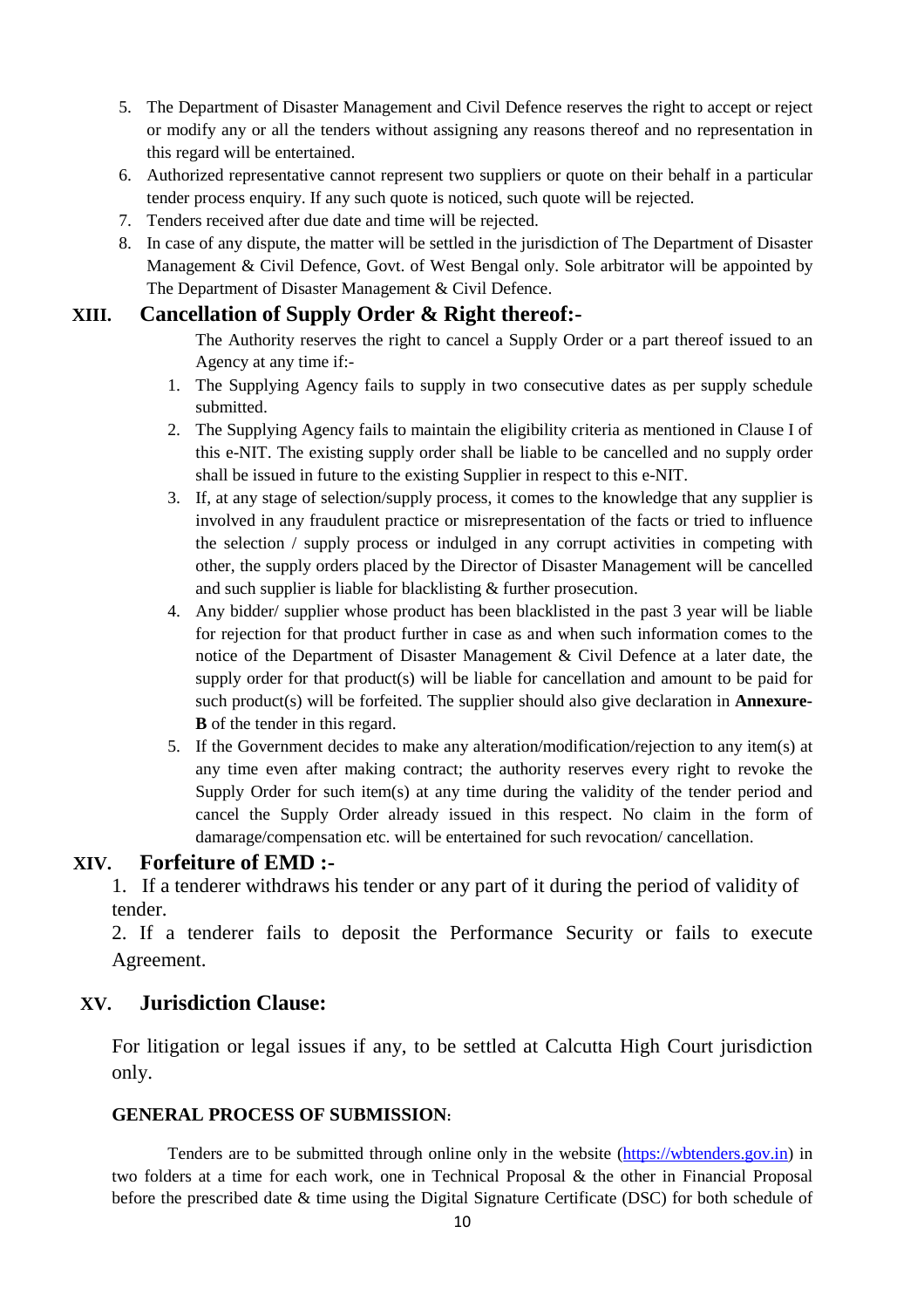5. The Department of Disaster Management and Civil Defence reserves the right to accept or reject or modify any or all the tenders without assigning any reasons thereof and no representation in this regard will be entertained.
6. Authorized representative cannot represent two suppliers or quote on their behalf in a particular tender process enquiry. If any such quote is noticed, such quote will be rejected.
7. Tenders received after due date and time will be rejected.
8. In case of any dispute, the matter will be settled in the jurisdiction of The Department of Disaster Management & Civil Defence, Govt. of West Bengal only. Sole arbitrator will be appointed by The Department of Disaster Management & Civil Defence.

## XIII. Cancellation of Supply Order & Right thereof:-

The Authority reserves the right to cancel a Supply Order or a part thereof issued to an Agency at any time if:-

1. The Supplying Agency fails to supply in two consecutive dates as per supply schedule submitted.
2. The Supplying Agency fails to maintain the eligibility criteria as mentioned in Clause I of this e-NIT. The existing supply order shall be liable to be cancelled and no supply order shall be issued in future to the existing Supplier in respect to this e-NIT.
3. If, at any stage of selection/supply process, it comes to the knowledge that any supplier is involved in any fraudulent practice or misrepresentation of the facts or tried to influence the selection / supply process or indulged in any corrupt activities in competing with other, the supply orders placed by the Director of Disaster Management will be cancelled and such supplier is liable for blacklisting & further prosecution.
4. Any bidder/ supplier whose product has been blacklisted in the past 3 year will be liable for rejection for that product further in case as and when such information comes to the notice of the Department of Disaster Management & Civil Defence at a later date, the supply order for that product(s) will be liable for cancellation and amount to be paid for such product(s) will be forfeited. The supplier should also give declaration in **Annexure-B** of the tender in this regard.
5. If the Government decides to make any alteration/modification/rejection to any item(s) at any time even after making contract; the authority reserves every right to revoke the Supply Order for such item(s) at any time during the validity of the tender period and cancel the Supply Order already issued in this respect. No claim in the form of damarage/compensation etc. will be entertained for such revocation/ cancellation.

## XIV. Forfeiture of EMD :-

1. If a tenderer withdraws his tender or any part of it during the period of validity of tender.

2. If a tenderer fails to deposit the Performance Security or fails to execute Agreement.

## XV. Jurisdiction Clause:

For litigation or legal issues if any, to be settled at Calcutta High Court jurisdiction only.

**GENERAL PROCESS OF SUBMISSION**:

Tenders are to be submitted through online only in the website (https://wbtenders.gov.in) in two folders at a time for each work, one in Technical Proposal & the other in Financial Proposal before the prescribed date & time using the Digital Signature Certificate (DSC) for both schedule of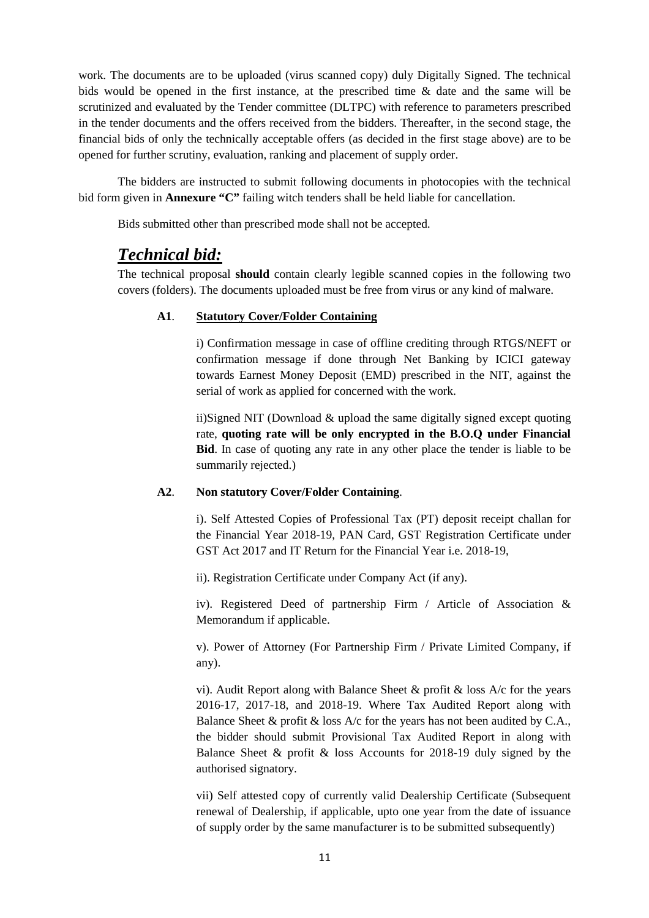work. The documents are to be uploaded (virus scanned copy) duly Digitally Signed. The technical bids would be opened in the first instance, at the prescribed time & date and the same will be scrutinized and evaluated by the Tender committee (DLTPC) with reference to parameters prescribed in the tender documents and the offers received from the bidders. Thereafter, in the second stage, the financial bids of only the technically acceptable offers (as decided in the first stage above) are to be opened for further scrutiny, evaluation, ranking and placement of supply order.

The bidders are instructed to submit following documents in photocopies with the technical bid form given in **Annexure "C"** failing witch tenders shall be held liable for cancellation.

Bids submitted other than prescribed mode shall not be accepted.

## ***Technical bid:***

The technical proposal **should** contain clearly legible scanned copies in the following two covers (folders). The documents uploaded must be free from virus or any kind of malware.

**A1**. **Statutory Cover/Folder Containing**

i) Confirmation message in case of offline crediting through RTGS/NEFT or confirmation message if done through Net Banking by ICICI gateway towards Earnest Money Deposit (EMD) prescribed in the NIT, against the serial of work as applied for concerned with the work.

ii)Signed NIT (Download & upload the same digitally signed except quoting rate, **quoting rate will be only encrypted in the B.O.Q under Financial Bid**. In case of quoting any rate in any other place the tender is liable to be summarily rejected.)

**A2**. **Non statutory Cover/Folder Containing**.

i). Self Attested Copies of Professional Tax (PT) deposit receipt challan for the Financial Year 2018-19, PAN Card, GST Registration Certificate under GST Act 2017 and IT Return for the Financial Year i.e. 2018-19,

ii). Registration Certificate under Company Act (if any).

iv). Registered Deed of partnership Firm / Article of Association & Memorandum if applicable.

v). Power of Attorney (For Partnership Firm / Private Limited Company, if any).

vi). Audit Report along with Balance Sheet & profit & loss A/c for the years 2016-17, 2017-18, and 2018-19. Where Tax Audited Report along with Balance Sheet & profit & loss A/c for the years has not been audited by C.A., the bidder should submit Provisional Tax Audited Report in along with Balance Sheet & profit & loss Accounts for 2018-19 duly signed by the authorised signatory.

vii) Self attested copy of currently valid Dealership Certificate (Subsequent renewal of Dealership, if applicable, upto one year from the date of issuance of supply order by the same manufacturer is to be submitted subsequently)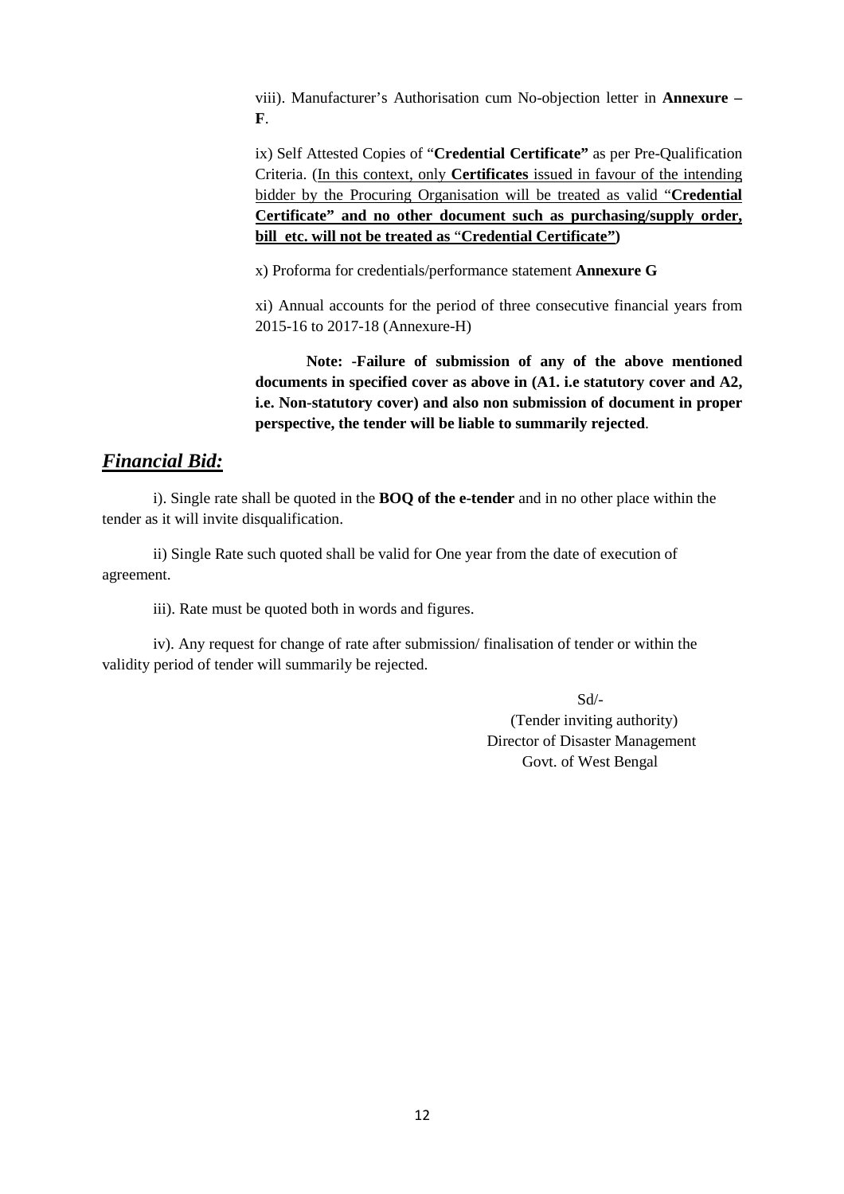viii). Manufacturer's Authorisation cum No-objection letter in **Annexure – F**.

ix) Self Attested Copies of "**Credential Certificate"** as per Pre-Qualification Criteria. (In this context, only **Certificates** issued in favour of the intending bidder by the Procuring Organisation will be treated as valid "**Credential Certificate" and no other document such as purchasing/supply order, bill etc. will not be treated as "Credential Certificate")**

x) Proforma for credentials/performance statement **Annexure G**

xi) Annual accounts for the period of three consecutive financial years from 2015-16 to 2017-18 (Annexure-H)

**Note: -Failure of submission of any of the above mentioned documents in specified cover as above in (A1. i.e statutory cover and A2, i.e. Non-statutory cover) and also non submission of document in proper perspective, the tender will be liable to summarily rejected**.

## ***Financial Bid:***

i). Single rate shall be quoted in the **BOQ of the e-tender** and in no other place within the tender as it will invite disqualification.

ii) Single Rate such quoted shall be valid for One year from the date of execution of agreement.

iii). Rate must be quoted both in words and figures.

iv). Any request for change of rate after submission/ finalisation of tender or within the validity period of tender will summarily be rejected.

Sd/-
(Tender inviting authority)
Director of Disaster Management
Govt. of West Bengal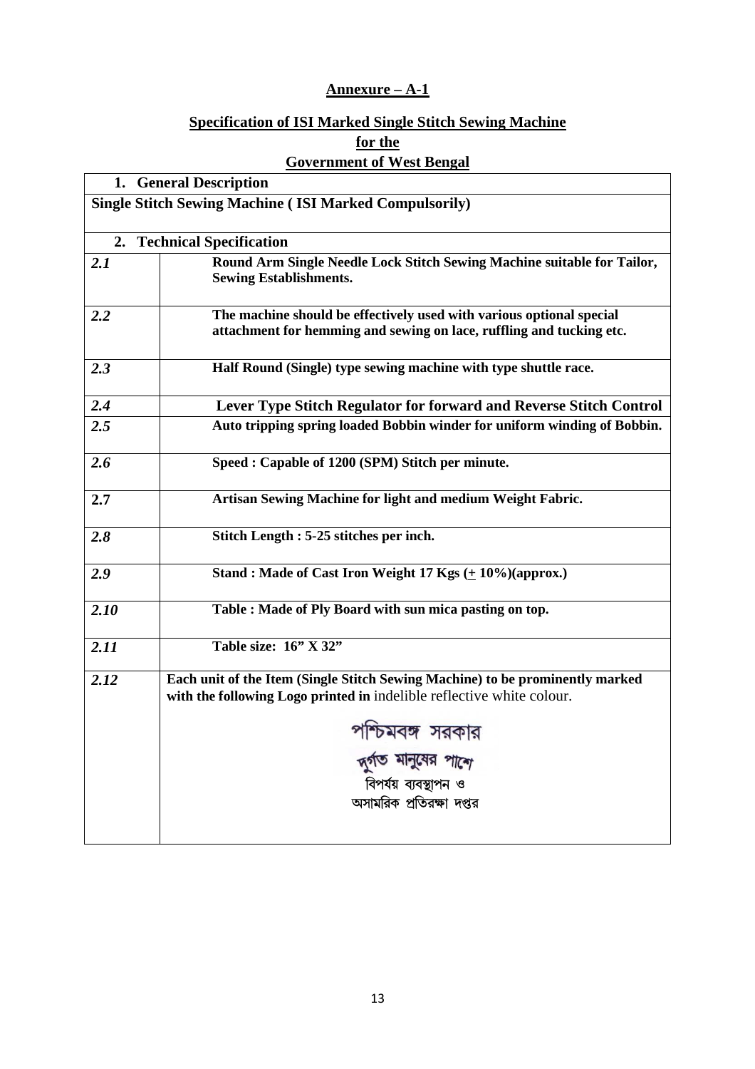**Annexure – A-1**

**Specification of ISI Marked Single Stitch Sewing Machine**

**for the**

**Government of West Bengal**

| **1. General Description** | |
|---|---|
| **Single Stitch Sewing Machine ( ISI Marked Compulsorily)** | |
| **2. Technical Specification** | |
| ***2.1*** | **Round Arm Single Needle Lock Stitch Sewing Machine suitable for Tailor, Sewing Establishments.** |
| ***2.2*** | **The machine should be effectively used with various optional special attachment for hemming and sewing on lace, ruffling and tucking etc.** |
| ***2.3*** | **Half Round (Single) type sewing machine with type shuttle race.** |
| ***2.4*** | **Lever Type Stitch Regulator for forward and Reverse Stitch Control** |
| ***2.5*** | **Auto tripping spring loaded Bobbin winder for uniform winding of Bobbin.** |
| ***2.6*** | **Speed : Capable of 1200 (SPM) Stitch per minute.** |
| **2.7** | **Artisan Sewing Machine for light and medium Weight Fabric.** |
| ***2.8*** | **Stitch Length : 5-25 stitches per inch.** |
| ***2.9*** | **Stand : Made of Cast Iron Weight 17 Kgs (± 10%)(approx.)** |
| ***2.10*** | **Table : Made of Ply Board with sun mica pasting on top.** |
| ***2.11*** | **Table size: 16" X 32"** |
| ***2.12*** | **Each unit of the Item (Single Stitch Sewing Machine) to be prominently marked with the following Logo printed in** indelible reflective white colour.<br><br>পশ্চিমবঙ্গ সরকার<br>দুর্গত মানুষের পাশে<br>বিপর্যয় ব্যবস্থাপন ও<br>অসামরিক প্রতিরক্ষা দপ্তর |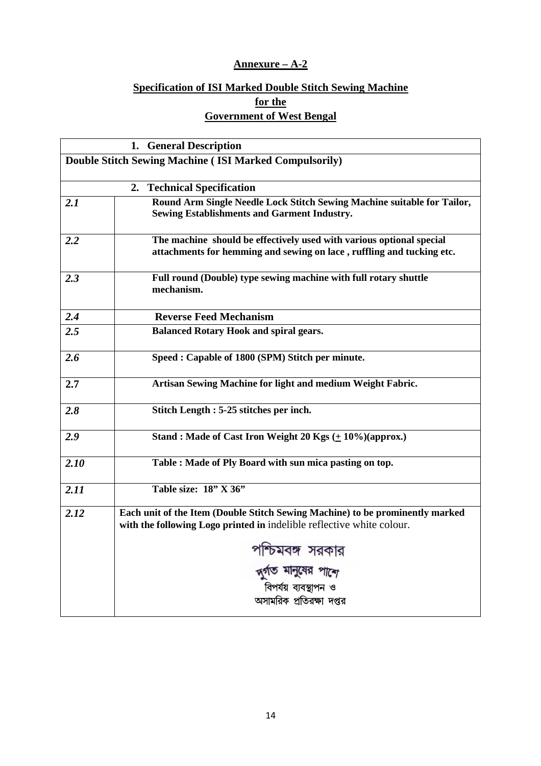**Annexure – A-2**

**Specification of ISI Marked Double Stitch Sewing Machine**
**for the**
**Government of West Bengal**

| **1. General Description** | |
|---|---|
| **Double Stitch Sewing Machine ( ISI Marked Compulsorily)** | |
| **2. Technical Specification** | |
| ***2.1*** | **Round Arm Single Needle Lock Stitch Sewing Machine suitable for Tailor, Sewing Establishments and Garment Industry.** |
| ***2.2*** | **The machine should be effectively used with various optional special attachments for hemming and sewing on lace , ruffling and tucking etc.** |
| ***2.3*** | **Full round (Double) type sewing machine with full rotary shuttle mechanism.** |
| ***2.4*** | **Reverse Feed Mechanism** |
| ***2.5*** | **Balanced Rotary Hook and spiral gears.** |
| ***2.6*** | **Speed : Capable of 1800 (SPM) Stitch per minute.** |
| **2.7** | **Artisan Sewing Machine for light and medium Weight Fabric.** |
| ***2.8*** | **Stitch Length : 5-25 stitches per inch.** |
| ***2.9*** | **Stand : Made of Cast Iron Weight 20 Kgs (± 10%)(approx.)** |
| ***2.10*** | **Table : Made of Ply Board with sun mica pasting on top.** |
| ***2.11*** | **Table size: 18" X 36"** |
| ***2.12*** | **Each unit of the Item (Double Stitch Sewing Machine) to be prominently marked with the following Logo printed in** indelible reflective white colour.<br><br>পশ্চিমবঙ্গ সরকার<br>দুর্গত মানুষের পাশে<br>বিপর্যয় ব্যবস্থাপন ও<br>অসামরিক প্রতিরক্ষা দপ্তর |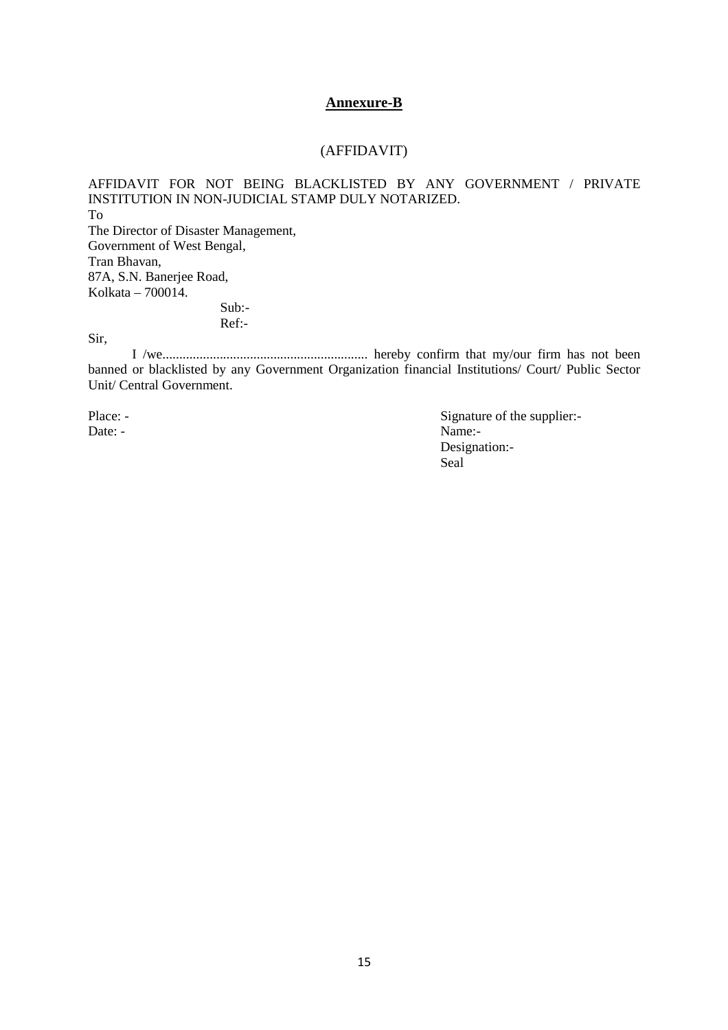## Annexure-B

(AFFIDAVIT)

AFFIDAVIT FOR NOT BEING BLACKLISTED BY ANY GOVERNMENT / PRIVATE INSTITUTION IN NON-JUDICIAL STAMP DULY NOTARIZED.

To
The Director of Disaster Management,
Government of West Bengal,
Tran Bhavan,
87A, S.N. Banerjee Road,
Kolkata – 700014.

Sub:-
Ref:-

Sir,

I /we............................................................ hereby confirm that my/our firm has not been banned or blacklisted by any Government Organization financial Institutions/ Court/ Public Sector Unit/ Central Government.

Place: -
Date: -

Signature of the supplier:-
Name:-
Designation:-
Seal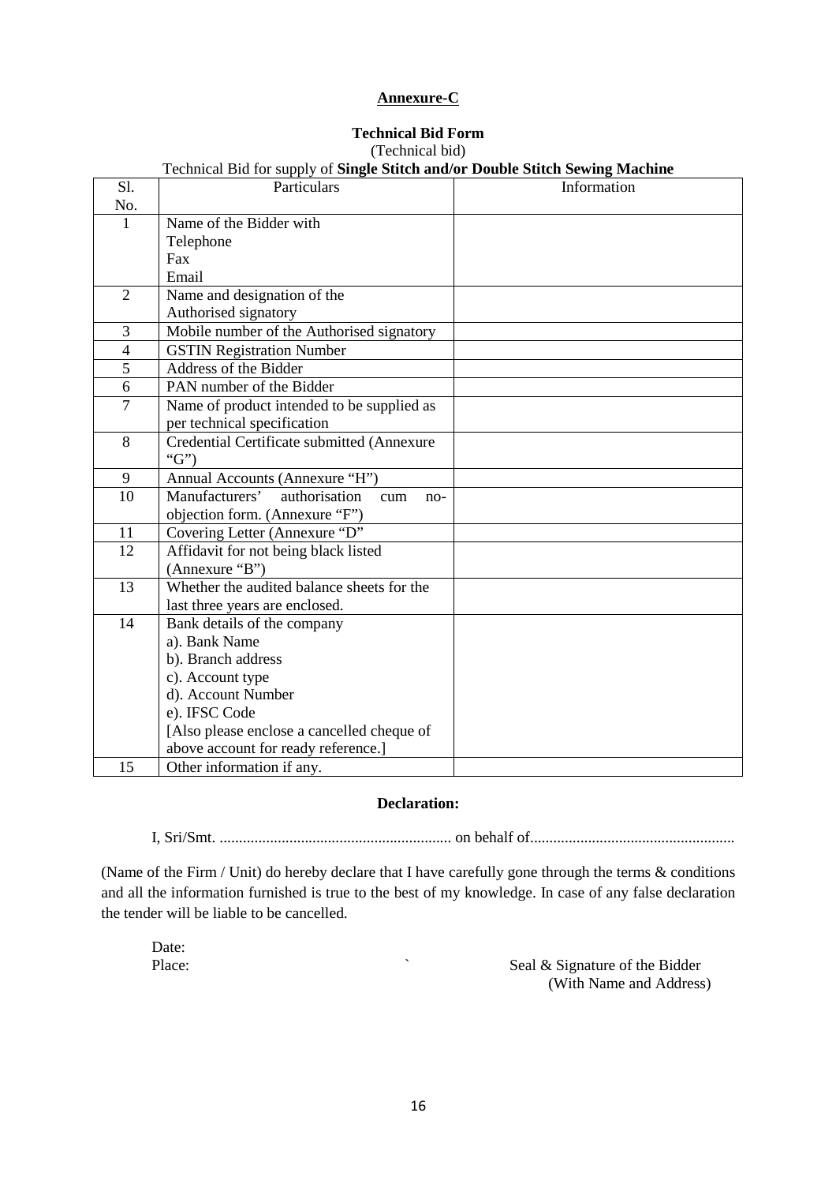**Annexure-C**

**Technical Bid Form**

(Technical bid)

Technical Bid for supply of **Single Stitch and/or Double Stitch Sewing Machine**

| Sl. No. | Particulars | Information |
|---|---|---|
| 1 | Name of the Bidder with<br>Telephone<br>Fax<br>Email | |
| 2 | Name and designation of the Authorised signatory | |
| 3 | Mobile number of the Authorised signatory | |
| 4 | GSTIN Registration Number | |
| 5 | Address of the Bidder | |
| 6 | PAN number of the Bidder | |
| 7 | Name of product intended to be supplied as per technical specification | |
| 8 | Credential Certificate submitted (Annexure "G") | |
| 9 | Annual Accounts (Annexure "H") | |
| 10 | Manufacturers' authorisation cum no-objection form. (Annexure "F") | |
| 11 | Covering Letter (Annexure "D" | |
| 12 | Affidavit for not being black listed (Annexure "B") | |
| 13 | Whether the audited balance sheets for the last three years are enclosed. | |
| 14 | Bank details of the company<br>a). Bank Name<br>b). Branch address<br>c). Account type<br>d). Account Number<br>e). IFSC Code<br>[Also please enclose a cancelled cheque of above account for ready reference.] | |
| 15 | Other information if any. | |

**Declaration:**

I, Sri/Smt. ........................................................... on behalf of....................................................

(Name of the Firm / Unit) do hereby declare that I have carefully gone through the terms & conditions and all the information furnished is true to the best of my knowledge. In case of any false declaration the tender will be liable to be cancelled.

Date:

Place:

Seal & Signature of the Bidder
(With Name and Address)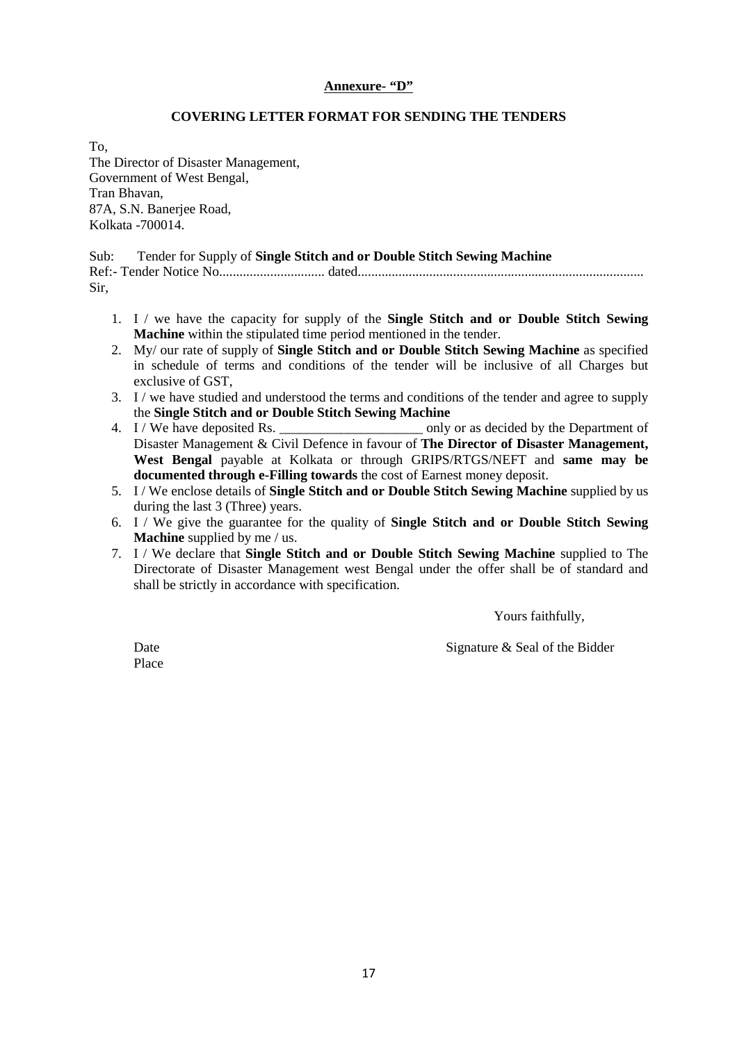**Annexure- "D"**

**COVERING LETTER FORMAT FOR SENDING THE TENDERS**

To,
The Director of Disaster Management,
Government of West Bengal,
Tran Bhavan,
87A, S.N. Banerjee Road,
Kolkata -700014.

Sub: Tender for Supply of **Single Stitch and or Double Stitch Sewing Machine**
Ref:- Tender Notice No.............................. dated...................................................................................
Sir,

1. I / we have the capacity for supply of the **Single Stitch and or Double Stitch Sewing Machine** within the stipulated time period mentioned in the tender.
2. My/ our rate of supply of **Single Stitch and or Double Stitch Sewing Machine** as specified in schedule of terms and conditions of the tender will be inclusive of all Charges but exclusive of GST,
3. I / we have studied and understood the terms and conditions of the tender and agree to supply the **Single Stitch and or Double Stitch Sewing Machine**
4. I / We have deposited Rs. _____________________ only or as decided by the Department of Disaster Management & Civil Defence in favour of **The Director of Disaster Management, West Bengal** payable at Kolkata or through GRIPS/RTGS/NEFT and **same may be documented through e-Filling towards** the cost of Earnest money deposit.
5. I / We enclose details of **Single Stitch and or Double Stitch Sewing Machine** supplied by us during the last 3 (Three) years.
6. I / We give the guarantee for the quality of **Single Stitch and or Double Stitch Sewing Machine** supplied by me / us.
7. I / We declare that **Single Stitch and or Double Stitch Sewing Machine** supplied to The Directorate of Disaster Management west Bengal under the offer shall be of standard and shall be strictly in accordance with specification.

Yours faithfully,

Date

Place

Signature & Seal of the Bidder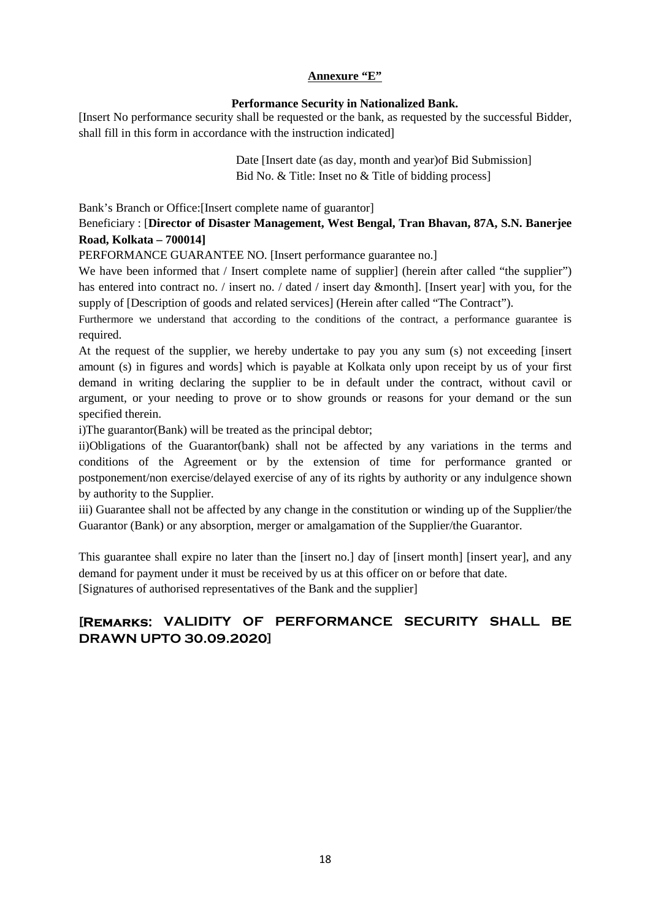## Annexure "E"

### Performance Security in Nationalized Bank.

[Insert No performance security shall be requested or the bank, as requested by the successful Bidder, shall fill in this form in accordance with the instruction indicated]

Date [Insert date (as day, month and year)of Bid Submission]
Bid No. & Title: Inset no & Title of bidding process]

Bank's Branch or Office:[Insert complete name of guarantor]

Beneficiary : [**Director of Disaster Management, West Bengal, Tran Bhavan, 87A, S.N. Banerjee Road, Kolkata – 700014]**

PERFORMANCE GUARANTEE NO. [Insert performance guarantee no.]

We have been informed that / Insert complete name of supplier] (herein after called "the supplier") has entered into contract no. / insert no. / dated / insert day &month]. [Insert year] with you, for the supply of [Description of goods and related services] (Herein after called "The Contract").

Furthermore we understand that according to the conditions of the contract, a performance guarantee is required.

At the request of the supplier, we hereby undertake to pay you any sum (s) not exceeding [insert amount (s) in figures and words] which is payable at Kolkata only upon receipt by us of your first demand in writing declaring the supplier to be in default under the contract, without cavil or argument, or your needing to prove or to show grounds or reasons for your demand or the sun specified therein.

i)The guarantor(Bank) will be treated as the principal debtor;

ii)Obligations of the Guarantor(bank) shall not be affected by any variations in the terms and conditions of the Agreement or by the extension of time for performance granted or postponement/non exercise/delayed exercise of any of its rights by authority or any indulgence shown by authority to the Supplier.

iii) Guarantee shall not be affected by any change in the constitution or winding up of the Supplier/the Guarantor (Bank) or any absorption, merger or amalgamation of the Supplier/the Guarantor.

This guarantee shall expire no later than the [insert no.] day of [insert month] [insert year], and any demand for payment under it must be received by us at this officer on or before that date.

[Signatures of authorised representatives of the Bank and the supplier]

**[Remarks: VALIDITY OF PERFORMANCE SECURITY SHALL BE DRAWN UPTO 30.09.2020]**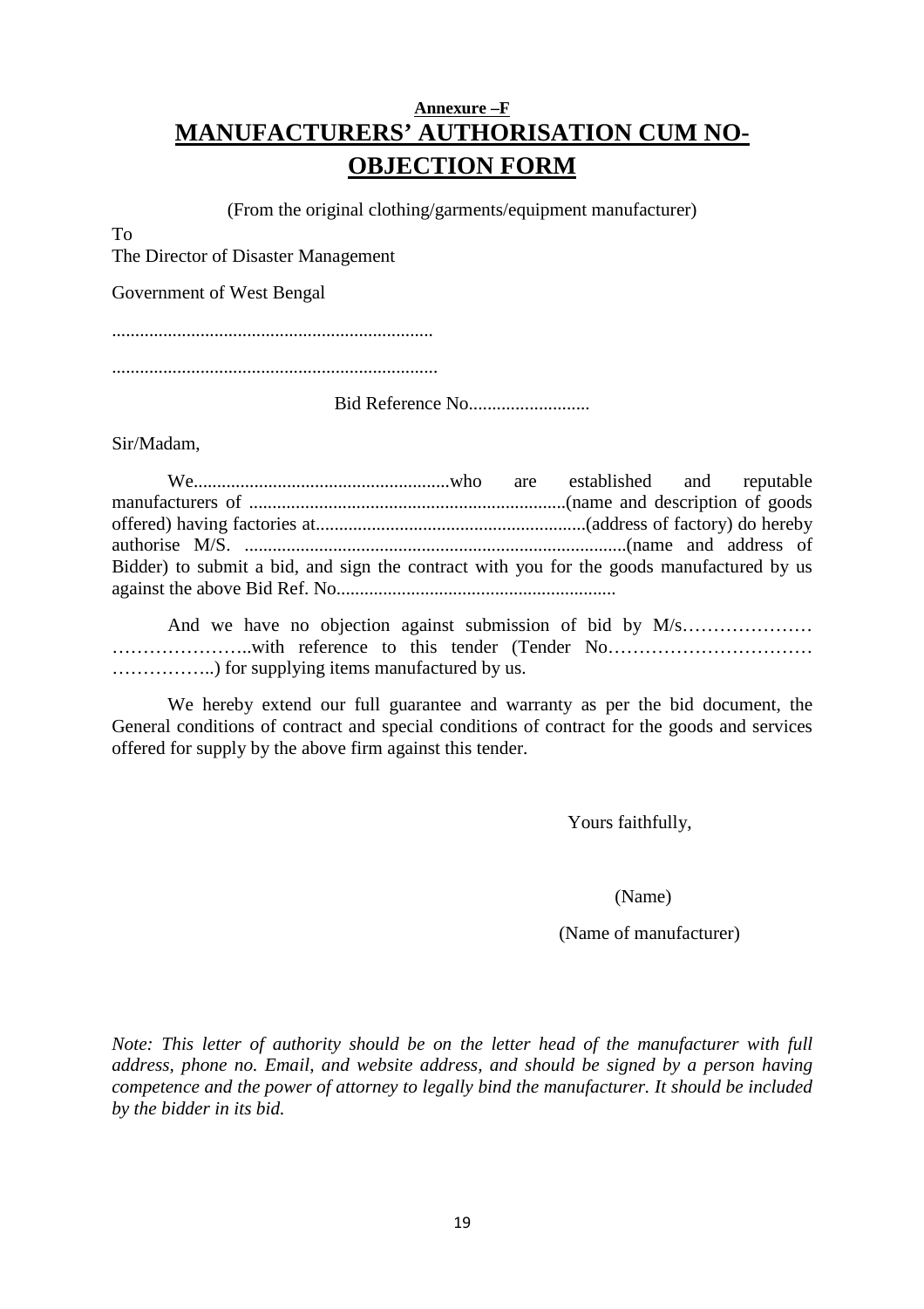**Annexure –F**

# MANUFACTURERS' AUTHORISATION CUM NO-OBJECTION FORM

(From the original clothing/garments/equipment manufacturer)

To

The Director of Disaster Management

Government of West Bengal

....................................................................

.....................................................................

Bid Reference No..........................

Sir/Madam,

We.......................................................who are established and reputable manufacturers of ...................................................................(name and description of goods offered) having factories at.........................................................(address of factory) do hereby authorise M/S. .................................................................................(name and address of Bidder) to submit a bid, and sign the contract with you for the goods manufactured by us against the above Bid Ref. No...........................................................

And we have no objection against submission of bid by M/s………………… …………………..with reference to this tender (Tender No…………………………… ……………..) for supplying items manufactured by us.

We hereby extend our full guarantee and warranty as per the bid document, the General conditions of contract and special conditions of contract for the goods and services offered for supply by the above firm against this tender.

Yours faithfully,

(Name)

(Name of manufacturer)

*Note: This letter of authority should be on the letter head of the manufacturer with full address, phone no. Email, and website address, and should be signed by a person having competence and the power of attorney to legally bind the manufacturer. It should be included by the bidder in its bid.*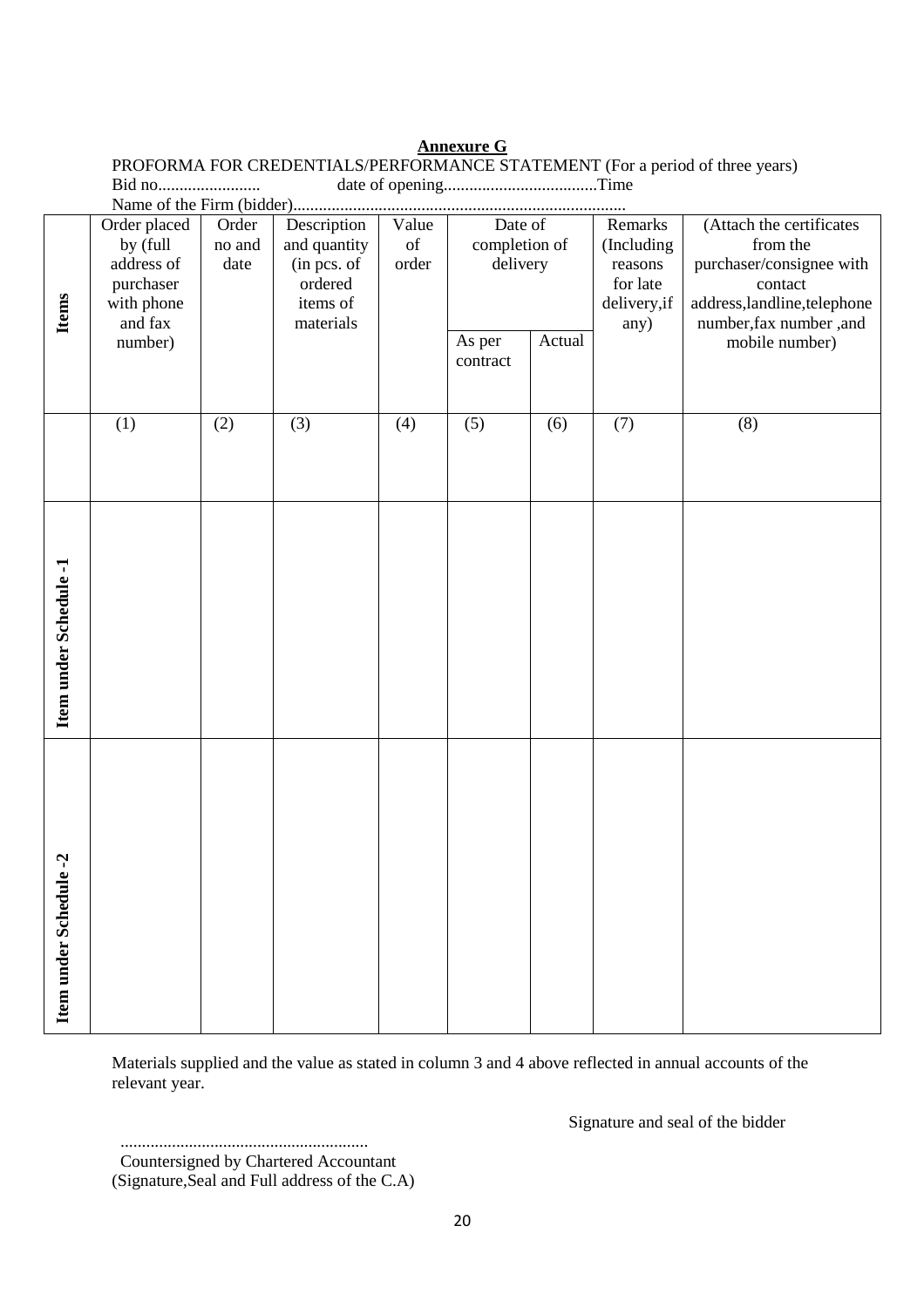**Annexure G**

PROFORMA FOR CREDENTIALS/PERFORMANCE STATEMENT (For a period of three years)

Bid no........................ date of opening...................................Time

Name of the Firm (bidder).............................................................................

| Items | Order placed by (full address of purchaser with phone and fax number) | Order no and date | Description and quantity (in pcs. of ordered items of materials | Value of order | Date of completion of delivery | | Remarks (Including reasons for late delivery,if any) | (Attach the certificates from the purchaser/consignee with contact address,landline,telephone number,fax number ,and mobile number) |
|---|---|---|---|---|---|---|---|---|
| | | | | | As per contract | Actual | | |
| | (1) | (2) | (3) | (4) | (5) | (6) | (7) | (8) |
| Item under Schedule -1 | | | | | | | | |
| Item under Schedule -2 | | | | | | | | |

Materials supplied and the value as stated in column 3 and 4 above reflected in annual accounts of the relevant year.

Signature and seal of the bidder

..........................................................

Countersigned by Chartered Accountant
(Signature,Seal and Full address of the C.A)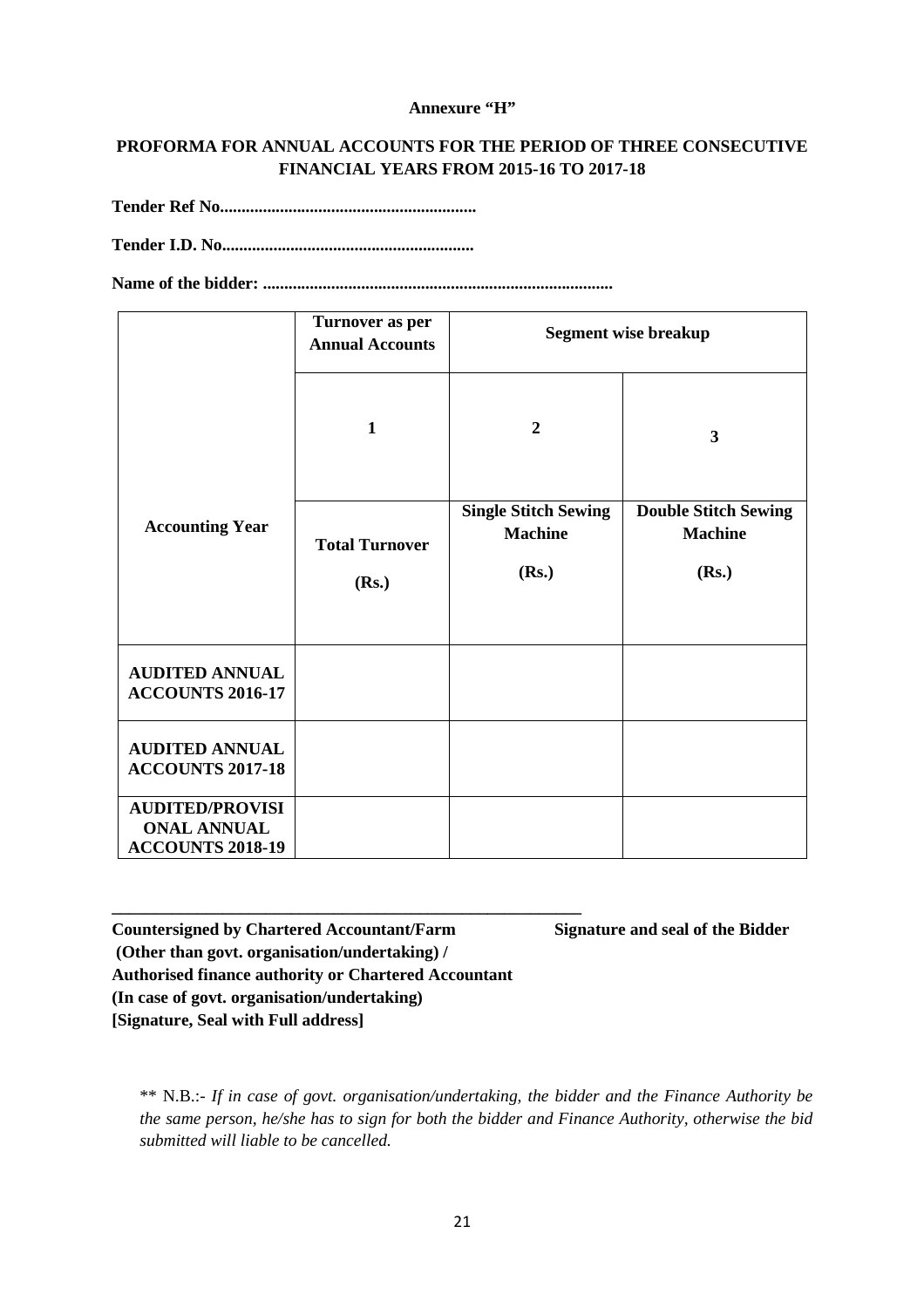**Annexure "H"**

## PROFORMA FOR ANNUAL ACCOUNTS FOR THE PERIOD OF THREE CONSECUTIVE FINANCIAL YEARS FROM 2015-16 TO 2017-18

**Tender Ref No...........................................................**

**Tender I.D. No..........................................................**

**Name of the bidder: ................................................................................**

| Accounting Year | Turnover as per Annual Accounts | Segment wise breakup | |
|---|---|---|---|
| | 1 | 2 | 3 |
| | Total Turnover (Rs.) | Single Stitch Sewing Machine (Rs.) | Double Stitch Sewing Machine (Rs.) |
| AUDITED ANNUAL ACCOUNTS 2016-17 | | | |
| AUDITED ANNUAL ACCOUNTS 2017-18 | | | |
| AUDITED/PROVISIONAL ANNUAL ACCOUNTS 2018-19 | | | |

**Countersigned by Chartered Accountant/Farm (Other than govt. organisation/undertaking) / Authorised finance authority or Chartered Accountant (In case of govt. organisation/undertaking) [Signature, Seal with Full address]**

**Signature and seal of the Bidder**

** N.B.:- *If in case of govt. organisation/undertaking, the bidder and the Finance Authority be the same person, he/she has to sign for both the bidder and Finance Authority, otherwise the bid submitted will liable to be cancelled.*